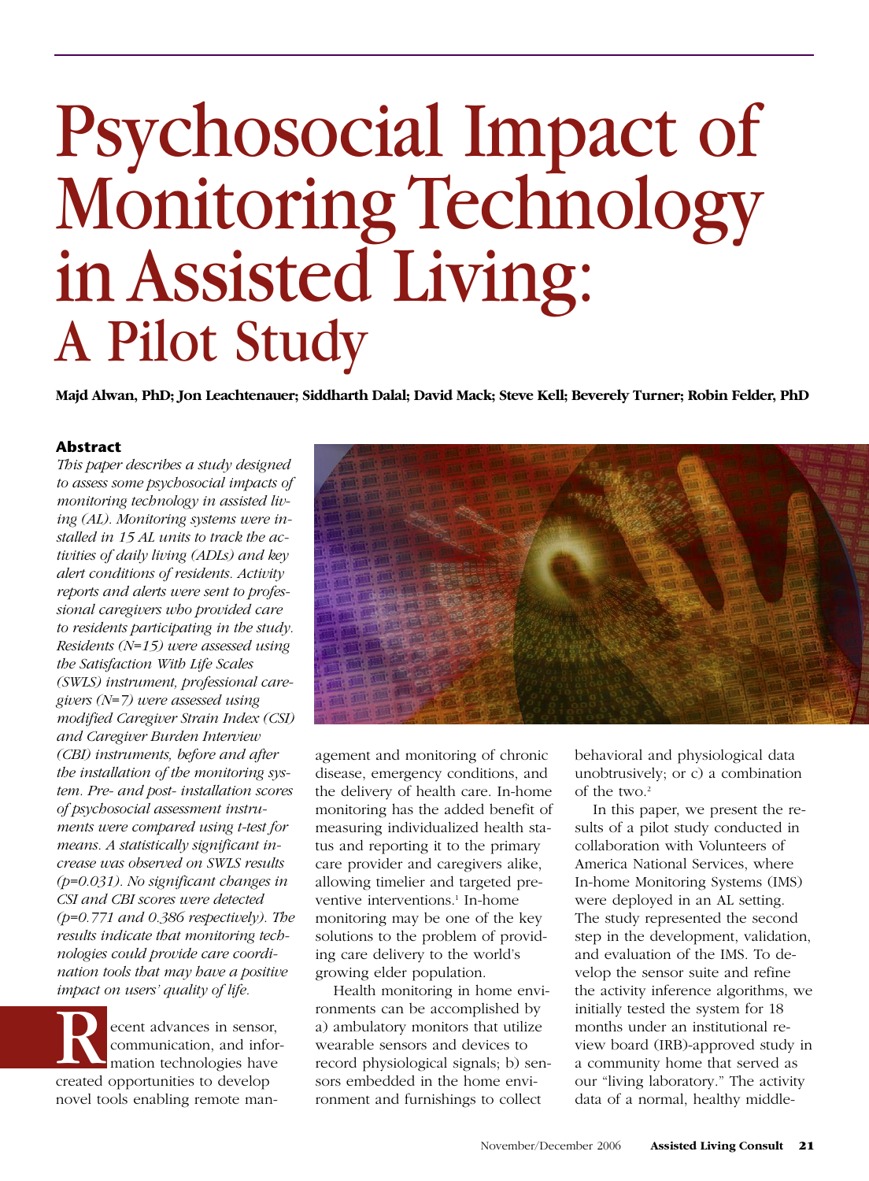# Psychosocial Impact of Monitoring Technology in Assisted Living: A Pilot Study

**Majd Alwan, PhD; Jon Leachtenauer; Siddharth Dalal; David Mack; Steve Kell; Beverely Turner; Robin Felder, PhD**

### Abstract

*This paper describes a study designed to assess some psychosocial impacts of monitoring technology in assisted living (AL). Monitoring systems were installed in 15 AL units to track the activities of daily living (ADLs) and key alert conditions of residents. Activity reports and alerts were sent to professional caregivers who provided care to residents participating in the study. Residents (N=15) were assessed using the Satisfaction With Life Scales (SWLS) instrument, professional caregivers (N=7) were assessed using modified Caregiver Strain Index (CSI) and Caregiver Burden Interview (CBI) instruments, before and after the installation of the monitoring system. Pre- and post- installation scores of psychosocial assessment instruments were compared using t-test for means. A statistically significant increase was observed on SWLS results (p=0.031). No significant changes in CSI and CBI scores were detected (p=0.771 and 0.386 respectively). The results indicate that monitoring technologies could provide care coordination tools that may have a positive impact on users' quality of life.*

Recent advances in sensor, communication, and information technologies have created opportunities to develop novel tools enabling remote management and monitoring of chronic disease, emergency conditions, and the delivery of health care. In-home monitoring has the added benefit of measuring individualized health status and reporting it to the primary care provider and caregivers alike, allowing timelier and targeted preventive interventions.[1] In-home monitoring may be one of the key solutions to the problem of providing care delivery to the world's growing elder population.

Health monitoring in home environments can be accomplished by a) ambulatory monitors that utilize wearable sensors and devices to record physiological signals; b) sensors embedded in the home environment and furnishings to collect behavioral and physiological data unobtrusively; or c) a combination of the two.[2]

In this paper, we present the results of a pilot study conducted in collaboration with Volunteers of America National Services, where In-home Monitoring Systems (IMS) were deployed in an AL setting. The study represented the second step in the development, validation, and evaluation of the IMS. To develop the sensor suite and refine the activity inference algorithms, we initially tested the system for 18 months under an institutional review board (IRB)-approved study in a community home that served as our "living laboratory." The activity data of a normal, healthy middle-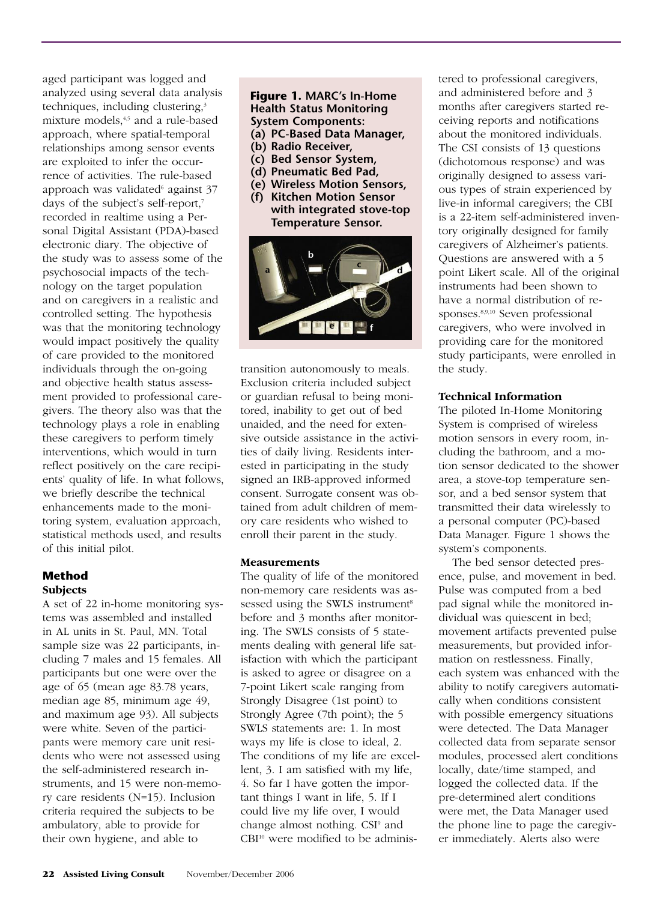aged participant was logged and analyzed using several data analysis techniques, including clustering,[3] mixture models,[4,5] and a rule-based approach, where spatial-temporal relationships among sensor events are exploited to infer the occurrence of activities. The rule-based approach was validated[6] against 37 days of the subject's self-report,[7] recorded in realtime using a Personal Digital Assistant (PDA)-based electronic diary. The objective of the study was to assess some of the psychosocial impacts of the technology on the target population and on caregivers in a realistic and controlled setting. The hypothesis was that the monitoring technology would impact positively the quality of care provided to the monitored individuals through the on-going and objective health status assessment provided to professional caregivers. The theory also was that the technology plays a role in enabling these caregivers to perform timely interventions, which would in turn reflect positively on the care recipients' quality of life. In what follows, we briefly describe the technical enhancements made to the monitoring system, evaluation approach, statistical methods used, and results of this initial pilot.

**Figure 1. MARC's In-Home Health Status Monitoring System Components:**
**(a) PC-Based Data Manager,**
**(b) Radio Receiver,**
**(c) Bed Sensor System,**
**(d) Pneumatic Bed Pad,**
**(e) Wireless Motion Sensors,**
**(f) Kitchen Motion Sensor with integrated stove-top Temperature Sensor.**

## Method

### Subjects

A set of 22 in-home monitoring systems was assembled and installed in AL units in St. Paul, MN. Total sample size was 22 participants, including 7 males and 15 females. All participants but one were over the age of 65 (mean age 83.78 years, median age 85, minimum age 49, and maximum age 93). All subjects were white. Seven of the participants were memory care unit residents who were not assessed using the self-administered research instruments, and 15 were non-memory care residents (N=15). Inclusion criteria required the subjects to be ambulatory, able to provide for their own hygiene, and able to transition autonomously to meals. Exclusion criteria included subject or guardian refusal to being monitored, inability to get out of bed unaided, and the need for extensive outside assistance in the activities of daily living. Residents interested in participating in the study signed an IRB-approved informed consent. Surrogate consent was obtained from adult children of memory care residents who wished to enroll their parent in the study.

### Measurements

The quality of life of the monitored non-memory care residents was assessed using the SWLS instrument[8] before and 3 months after monitoring. The SWLS consists of 5 statements dealing with general life satisfaction with which the participant is asked to agree or disagree on a 7-point Likert scale ranging from Strongly Disagree (1st point) to Strongly Agree (7th point); the 5 SWLS statements are: 1. In most ways my life is close to ideal, 2. The conditions of my life are excellent, 3. I am satisfied with my life, 4. So far I have gotten the important things I want in life, 5. If I could live my life over, I would change almost nothing. CSI[9] and CBI[10] were modified to be administered to professional caregivers, and administered before and 3 months after caregivers started receiving reports and notifications about the monitored individuals. The CSI consists of 13 questions (dichotomous response) and was originally designed to assess various types of strain experienced by live-in informal caregivers; the CBI is a 22-item self-administered inventory originally designed for family caregivers of Alzheimer's patients. Questions are answered with a 5 point Likert scale. All of the original instruments had been shown to have a normal distribution of responses.[8,9,10] Seven professional caregivers, who were involved in providing care for the monitored study participants, were enrolled in the study.

### Technical Information

The piloted In-Home Monitoring System is comprised of wireless motion sensors in every room, including the bathroom, and a motion sensor dedicated to the shower area, a stove-top temperature sensor, and a bed sensor system that transmitted their data wirelessly to a personal computer (PC)-based Data Manager. Figure 1 shows the system's components.

The bed sensor detected presence, pulse, and movement in bed. Pulse was computed from a bed pad signal while the monitored individual was quiescent in bed; movement artifacts prevented pulse measurements, but provided information on restlessness. Finally, each system was enhanced with the ability to notify caregivers automatically when conditions consistent with possible emergency situations were detected. The Data Manager collected data from separate sensor modules, processed alert conditions locally, date/time stamped, and logged the collected data. If the pre-determined alert conditions were met, the Data Manager used the phone line to page the caregiver immediately. Alerts also were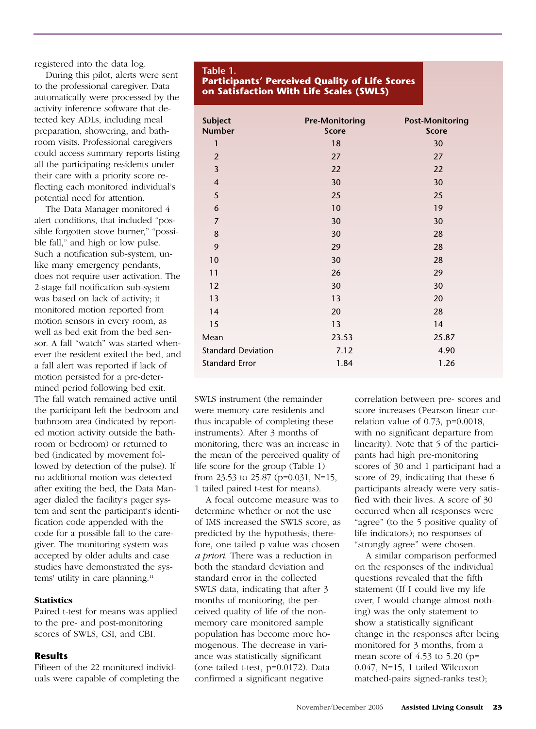registered into the data log.

During this pilot, alerts were sent to the professional caregiver. Data automatically were processed by the activity inference software that detected key ADLs, including meal preparation, showering, and bathroom visits. Professional caregivers could access summary reports listing all the participating residents under their care with a priority score reflecting each monitored individual's potential need for attention.

The Data Manager monitored 4 alert conditions, that included "possible forgotten stove burner," "possible fall," and high or low pulse. Such a notification sub-system, unlike many emergency pendants, does not require user activation. The 2-stage fall notification sub-system was based on lack of activity; it monitored motion reported from motion sensors in every room, as well as bed exit from the bed sensor. A fall "watch" was started whenever the resident exited the bed, and a fall alert was reported if lack of motion persisted for a pre-determined period following bed exit. The fall watch remained active until the participant left the bedroom and bathroom area (indicated by reported motion activity outside the bathroom or bedroom) or returned to bed (indicated by movement followed by detection of the pulse). If no additional motion was detected after exiting the bed, the Data Manager dialed the facility's pager system and sent the participant's identification code appended with the code for a possible fall to the caregiver. The monitoring system was accepted by older adults and case studies have demonstrated the systems' utility in care planning.[11]

### Statistics

Paired t-test for means was applied to the pre- and post-monitoring scores of SWLS, CSI, and CBI.

### Results

Fifteen of the 22 monitored individuals were capable of completing the SWLS instrument (the remainder were memory care residents and thus incapable of completing these instruments). After 3 months of monitoring, there was an increase in the mean of the perceived quality of life score for the group (Table 1) from 23.53 to 25.87 (p=0.031, N=15, 1 tailed paired t-test for means).

A focal outcome measure was to determine whether or not the use of IMS increased the SWLS score, as predicted by the hypothesis; therefore, one tailed p value was chosen *a priori*. There was a reduction in both the standard deviation and standard error in the collected SWLS data, indicating that after 3 months of monitoring, the perceived quality of life of the non-memory care monitored sample population has become more homogenous. The decrease in variance was statistically significant (one tailed t-test, p=0.0172). Data confirmed a significant negative correlation between pre- scores and score increases (Pearson linear correlation value of 0.73, p=0.0018, with no significant departure from linearity). Note that 5 of the participants had high pre-monitoring scores of 30 and 1 participant had a score of 29, indicating that these 6 participants already were very satisfied with their lives. A score of 30 occurred when all responses were "agree" (to the 5 positive quality of life indicators); no responses of "strongly agree" were chosen.

A similar comparison performed on the responses of the individual questions revealed that the fifth statement (If I could live my life over, I would change almost nothing) was the only statement to show a statistically significant change in the responses after being monitored for 3 months, from a mean score of 4.53 to 5.20 (p= 0.047, N=15, 1 tailed Wilcoxon matched-pairs signed-ranks test);

**Table 1.**
**Participants' Perceived Quality of Life Scores on Satisfaction With Life Scales (SWLS)**

| Subject Number | Pre-Monitoring Score | Post-Monitoring Score |
|---|---|---|
| 1 | 18 | 30 |
| 2 | 27 | 27 |
| 3 | 22 | 22 |
| 4 | 30 | 30 |
| 5 | 25 | 25 |
| 6 | 10 | 19 |
| 7 | 30 | 30 |
| 8 | 30 | 28 |
| 9 | 29 | 28 |
| 10 | 30 | 28 |
| 11 | 26 | 29 |
| 12 | 30 | 30 |
| 13 | 13 | 20 |
| 14 | 20 | 28 |
| 15 | 13 | 14 |
| Mean | 23.53 | 25.87 |
| Standard Deviation | 7.12 | 4.90 |
| Standard Error | 1.84 | 1.26 |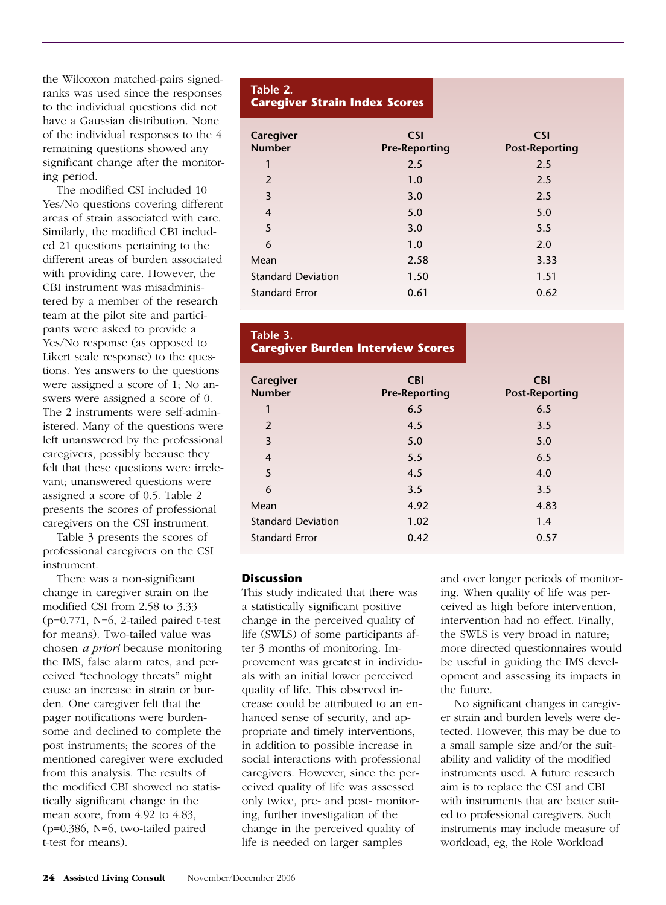the Wilcoxon matched-pairs signed-ranks was used since the responses to the individual questions did not have a Gaussian distribution. None of the individual responses to the 4 remaining questions showed any significant change after the monitoring period.

The modified CSI included 10 Yes/No questions covering different areas of strain associated with care. Similarly, the modified CBI included 21 questions pertaining to the different areas of burden associated with providing care. However, the CBI instrument was misadministered by a member of the research team at the pilot site and participants were asked to provide a Yes/No response (as opposed to Likert scale response) to the questions. Yes answers to the questions were assigned a score of 1; No answers were assigned a score of 0. The 2 instruments were self-administered. Many of the questions were left unanswered by the professional caregivers, possibly because they felt that these questions were irrelevant; unanswered questions were assigned a score of 0.5. Table 2 presents the scores of professional caregivers on the CSI instrument.

Table 3 presents the scores of professional caregivers on the CSI instrument.

There was a non-significant change in caregiver strain on the modified CSI from 2.58 to 3.33 ($p=0.771$, $N=6$, 2-tailed paired t-test for means). Two-tailed value was chosen *a priori* because monitoring the IMS, false alarm rates, and perceived "technology threats" might cause an increase in strain or burden. One caregiver felt that the pager notifications were burdensome and declined to complete the post instruments; the scores of the mentioned caregiver were excluded from this analysis. The results of the modified CBI showed no statistically significant change in the mean score, from 4.92 to 4.83, ($p=0.386$, $N=6$, two-tailed paired t-test for means).

**Table 2.**
**Caregiver Strain Index Scores**

| Caregiver Number | CSI Pre-Reporting | CSI Post-Reporting |
|---|---|---|
| 1 | 2.5 | 2.5 |
| 2 | 1.0 | 2.5 |
| 3 | 3.0 | 2.5 |
| 4 | 5.0 | 5.0 |
| 5 | 3.0 | 5.5 |
| 6 | 1.0 | 2.0 |
| Mean | 2.58 | 3.33 |
| Standard Deviation | 1.50 | 1.51 |
| Standard Error | 0.61 | 0.62 |

**Table 3.**
**Caregiver Burden Interview Scores**

| Caregiver Number | CBI Pre-Reporting | CBI Post-Reporting |
|---|---|---|
| 1 | 6.5 | 6.5 |
| 2 | 4.5 | 3.5 |
| 3 | 5.0 | 5.0 |
| 4 | 5.5 | 6.5 |
| 5 | 4.5 | 4.0 |
| 6 | 3.5 | 3.5 |
| Mean | 4.92 | 4.83 |
| Standard Deviation | 1.02 | 1.4 |
| Standard Error | 0.42 | 0.57 |

## Discussion

This study indicated that there was a statistically significant positive change in the perceived quality of life (SWLS) of some participants after 3 months of monitoring. Improvement was greatest in individuals with an initial lower perceived quality of life. This observed increase could be attributed to an enhanced sense of security, and appropriate and timely interventions, in addition to possible increase in social interactions with professional caregivers. However, since the perceived quality of life was assessed only twice, pre- and post- monitoring, further investigation of the change in the perceived quality of life is needed on larger samples and over longer periods of monitoring. When quality of life was perceived as high before intervention, intervention had no effect. Finally, the SWLS is very broad in nature; more directed questionnaires would be useful in guiding the IMS development and assessing its impacts in the future.

No significant changes in caregiver strain and burden levels were detected. However, this may be due to a small sample size and/or the suitability and validity of the modified instruments used. A future research aim is to replace the CSI and CBI with instruments that are better suited to professional caregivers. Such instruments may include measure of workload, eg, the Role Workload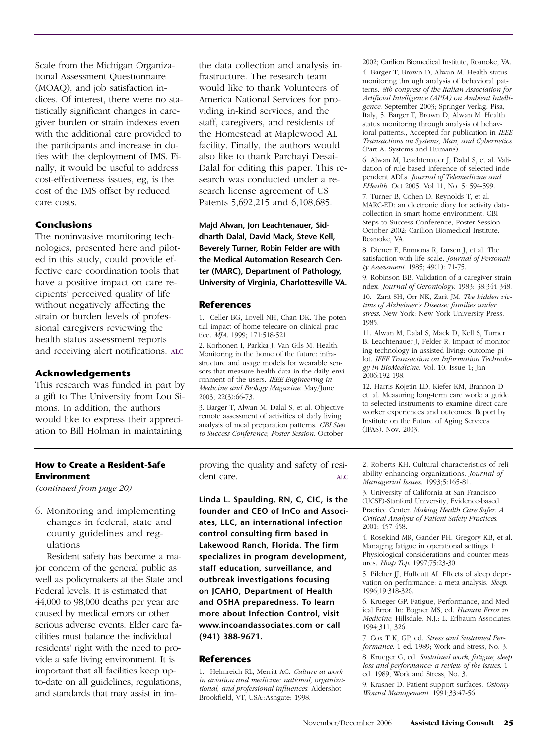Scale from the Michigan Organizational Assessment Questionnaire (MOAQ), and job satisfaction indices. Of interest, there were no statistically significant changes in caregiver burden or strain indexes even with the additional care provided to the participants and increase in duties with the deployment of IMS. Finally, it would be useful to address cost-effectiveness issues, eg, is the cost of the IMS offset by reduced care costs.

## Conclusions

The noninvasive monitoring technologies, presented here and piloted in this study, could provide effective care coordination tools that have a positive impact on care recipients' perceived quality of life without negatively affecting the strain or burden levels of professional caregivers reviewing the health status assessment reports and receiving alert notifications. ALC

## Acknowledgements

This research was funded in part by a gift to The University from Lou Simons. In addition, the authors would like to express their appreciation to Bill Holman in maintaining the data collection and analysis infrastructure. The research team would like to thank Volunteers of America National Services for providing in-kind services, and the staff, caregivers, and residents of the Homestead at Maplewood AL facility. Finally, the authors would also like to thank Parchayi Desai-Dalal for editing this paper. This research was conducted under a research license agreement of US Patents 5,692,215 and 6,108,685.

**Majd Alwan, Jon Leachtenauer, Siddharth Dalal, David Mack, Steve Kell, Beverely Turner, Robin Felder are with the Medical Automation Research Center (MARC), Department of Pathology, University of Virginia, Charlottesville VA.**

## References

1. Celler BG, Lovell NH, Chan DK. The potential impact of home telecare on clinical practice. *MJA.* 1999; 171:518-521
2. Korhonen I, Parkka J, Van Gils M. Health. Monitoring in the home of the future: infrastructure and usage models for wearable sensors that measure health data in the daily environment of the users. *IEEE Engineering in Medicine and Biology Magazine.* May/June 2003; 22(3):66-73.
3. Barger T, Alwan M, Dalal S, et al. Objective remote assessment of activities of daily living: analysis of meal preparation patterns. *CBI Step to Success Conference, Poster Session.* October 2002; Carilion Biomedical Institute, Roanoke, VA.
4. Barger T, Brown D, Alwan M. Health status monitoring through analysis of behavioral patterns. *8th congress of the Italian Association for Artificial Intelligence (AI\*IA) on Ambient Intelligence.* September 2003; Springer-Verlag, Pisa, Italy, 5. Barger T, Brown D, Alwan M. Health status monitoring through analysis of behavioral patterns., Accepted for publication in *IEEE Transactions on Systems, Man, and Cybernetics* (Part A: Systems and Humans).
6. Alwan M, Leachtenauer J, Dalal S, et al. Validation of rule-based inference of selected independent ADLs. *Journal of Telemedicine and EHealth.* Oct 2005. Vol 11, No. 5: 594-599.
7. Turner B, Cohen D, Reynolds T, et al. MARC-ED: an electronic diary for activity datacollection in smart home environment. CBI Steps to Success Conference, Poster Session. October 2002; Carilion Biomedical Institute. Roanoke, VA.
8. Diener E, Emmons R, Larsen J, et al. The satisfaction with life scale. *Journal of Personality Assessment.* 1985; 49(1): 71-75.
9. Robinson BB. Validation of a caregiver strain ndex. *Journal of Gerontology.* 1983; 38:344-348.
10. Zarit SH, Orr NK, Zarit JM. *The hidden victims of Alzheimer's Disease: families under stress.* New York: New York University Press. 1985.
11. Alwan M, Dalal S, Mack D, Kell S, Turner B, Leachtenauer J, Felder R. Impact of monitoring technology in assisted living: outcome pilot. *IEEE Transaction on Information Technology in BioMedicine.* Vol. 10, Issue 1; Jan 2006;192-198.
12. Harris-Kojetin LD, Kiefer KM, Brannon D et al. Measuring long-term care work: a guide to selected instruments to examine direct care worker experiences and outcomes. Report by Institute on the Future of Aging Services (IFAS). Nov. 2003.

---

### How to Create a Resident-Safe Environment

*(continued from page 20)*

6. Monitoring and implementing changes in federal, state and county guidelines and regulations

Resident safety has become a major concern of the general public as well as policymakers at the State and Federal levels. It is estimated that 44,000 to 98,000 deaths per year are caused by medical errors or other serious adverse events. Elder care facilities must balance the individual residents' right with the need to provide a safe living environment. It is important that all facilities keep up-to-date on all guidelines, regulations, and standards that may assist in improving the quality and safety of resident care. ALC

**Linda L. Spaulding, RN, C, CIC, is the founder and CEO of InCo and Associates, LLC, an international infection control consulting firm based in Lakewood Ranch, Florida. The firm specializes in program development, staff education, surveillance, and outbreak investigations focusing on JCAHO, Department of Health and OSHA preparedness. To learn more about Infection Control, visit www.incoandassociates.com or call (941) 388-9671.**

## References

1. Helmreich RL, Merritt AC. *Culture at work in aviation and medicine: national, organizational, and professional influences.* Aldershot; Brookfield, VT, USA::Ashgate; 1998.
2. Roberts KH. Cultural characteristics of reliability enhancing organizations. *Journal of Managerial Issues.* 1993;5:165-81.
3. University of California at San Francisco (UCSF)-Stanford University, Evidence-based Practice Center. *Making Health Care Safer: A Critical Analysis of Patient Safety Practices.* 2001; 457-458.
4. Rosekind MR, Gander PH, Gregory KB, et al. Managing fatigue in operational settings 1: Physiological considerations and counter-measures. *Hosp Top.* 1997;75:23-30.
5. Pilcher JJ, Huffcutt AI. Effects of sleep deprivation on performance: a meta-analysis. *Sleep.* 1996;19:318-326.
6. Krueger GP. Fatigue, Performance, and Medical Error. In: Bogner MS, ed. *Human Error in Medicine.* Hillsdale, N.J.: L. Erlbaum Associates. 1994;311, 326.
7. Cox T K, GP, ed. *Stress and Sustained Performance.* 1 ed. 1989; Work and Stress, No. 3.
8. Krueger G, ed. *Sustained work, fatigue, sleep loss and performance: a review of the issues.* 1 ed. 1989; Work and Stress, No. 3.
9. Krasner D. Patient support surfaces. *Ostomy Wound Management.* 1991;33:47-56.